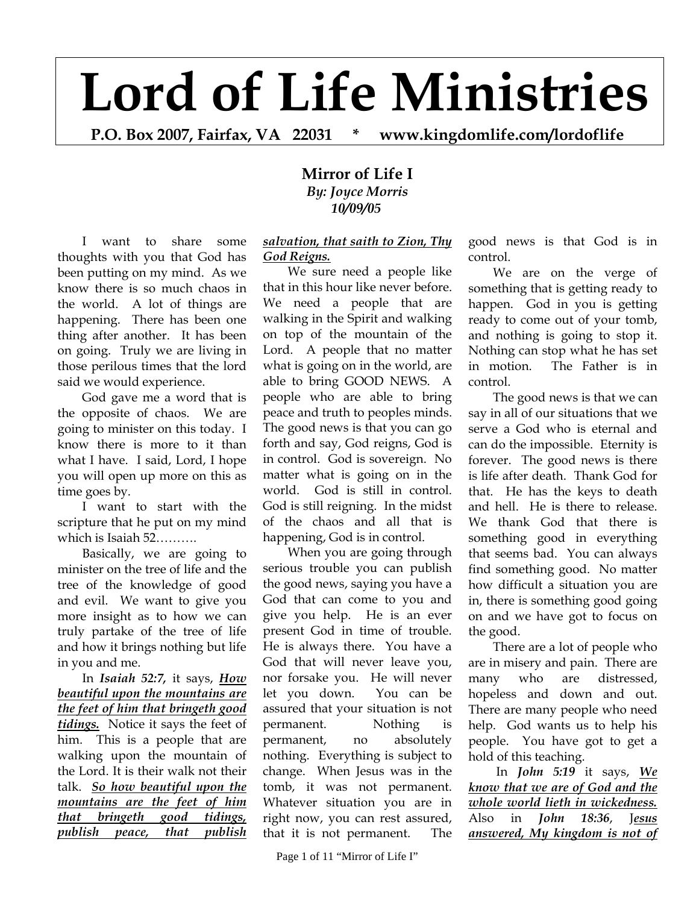# Lord of Life Ministries

**P.O. Box 2007, Fairfax, VA 22031 * www.kingdomlife.com/lordoflife**

## Mirror of Life I

***By: Joyce Morris***
***10/09/05***

I want to share some thoughts with you that God has been putting on my mind. As we know there is so much chaos in the world. A lot of things are happening. There has been one thing after another. It has been on going. Truly we are living in those perilous times that the lord said we would experience.

God gave me a word that is the opposite of chaos. We are going to minister on this today. I know there is more to it than what I have. I said, Lord, I hope you will open up more on this as time goes by.

I want to start with the scripture that he put on my mind which is Isaiah 52……….

Basically, we are going to minister on the tree of life and the tree of the knowledge of good and evil. We want to give you more insight as to how we can truly partake of the tree of life and how it brings nothing but life in you and me.

In ***Isaiah 52:7***, it says, ***<u>How beautiful upon the mountains are the feet of him that bringeth good tidings.</u>*** Notice it says the feet of him. This is a people that are walking upon the mountain of the Lord. It is their walk not their talk. ***<u>So how beautiful upon the mountains are the feet of him that bringeth good tidings, publish peace, that publish salvation, that saith to Zion, Thy God Reigns.</u>***

We sure need a people like that in this hour like never before. We need a people that are walking in the Spirit and walking on top of the mountain of the Lord. A people that no matter what is going on in the world, are able to bring GOOD NEWS. A people who are able to bring peace and truth to peoples minds. The good news is that you can go forth and say, God reigns, God is in control. God is sovereign. No matter what is going on in the world. God is still in control. God is still reigning. In the midst of the chaos and all that is happening, God is in control.

When you are going through serious trouble you can publish the good news, saying you have a God that can come to you and give you help. He is an ever present God in time of trouble. He is always there. You have a God that will never leave you, nor forsake you. He will never let you down. You can be assured that your situation is not permanent. Nothing is permanent, no absolutely nothing. Everything is subject to change. When Jesus was in the tomb, it was not permanent. Whatever situation you are in right now, you can rest assured, that it is not permanent. The good news is that God is in control.

We are on the verge of something that is getting ready to happen. God in you is getting ready to come out of your tomb, and nothing is going to stop it. Nothing can stop what he has set in motion. The Father is in control.

The good news is that we can say in all of our situations that we serve a God who is eternal and can do the impossible. Eternity is forever. The good news is there is life after death. Thank God for that. He has the keys to death and hell. He is there to release. We thank God that there is something good in everything that seems bad. You can always find something good. No matter how difficult a situation you are in, there is something good going on and we have got to focus on the good.

There are a lot of people who are in misery and pain. There are many who are distressed, hopeless and down and out. There are many people who need help. God wants us to help his people. You have got to get a hold of this teaching.

In ***John 5:19*** it says, ***<u>We know that we are of God and the whole world lieth in wickedness.</u>*** Also in ***John 18:36***, ***<u>Jesus answered, My kingdom is not of</u>***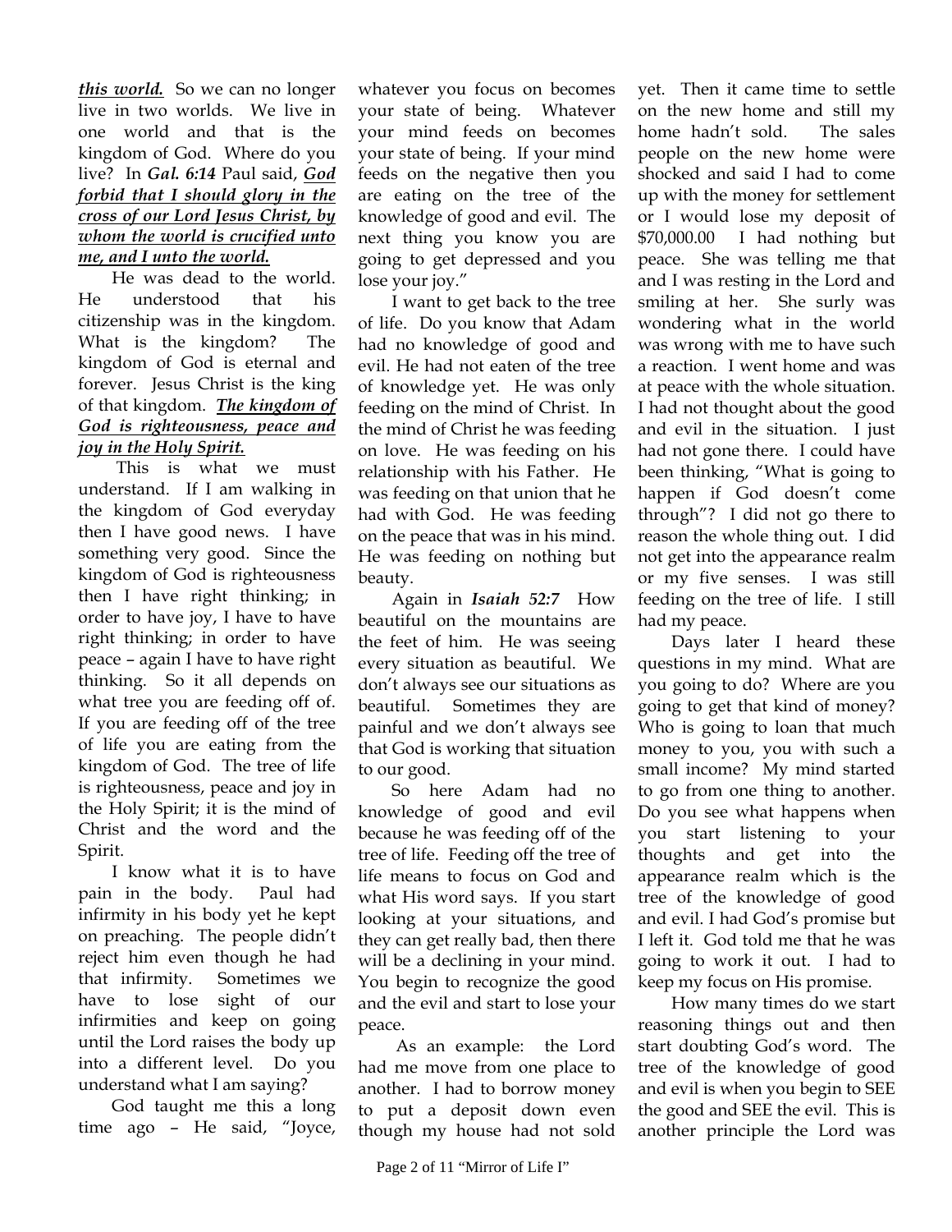***this world.*** So we can no longer live in two worlds. We live in one world and that is the kingdom of God. Where do you live? In ***Gal. 6:14*** Paul said, ***God forbid that I should glory in the cross of our Lord Jesus Christ, by whom the world is crucified unto me, and I unto the world.***

He was dead to the world. He understood that his citizenship was in the kingdom. What is the kingdom? The kingdom of God is eternal and forever. Jesus Christ is the king of that kingdom. ***The kingdom of God is righteousness, peace and joy in the Holy Spirit.***

This is what we must understand. If I am walking in the kingdom of God everyday then I have good news. I have something very good. Since the kingdom of God is righteousness then I have right thinking; in order to have joy, I have to have right thinking; in order to have peace – again I have to have right thinking. So it all depends on what tree you are feeding off of. If you are feeding off of the tree of life you are eating from the kingdom of God. The tree of life is righteousness, peace and joy in the Holy Spirit; it is the mind of Christ and the word and the Spirit.

I know what it is to have pain in the body. Paul had infirmity in his body yet he kept on preaching. The people didn't reject him even though he had that infirmity. Sometimes we have to lose sight of our infirmities and keep on going until the Lord raises the body up into a different level. Do you understand what I am saying?

God taught me this a long time ago – He said, "Joyce, whatever you focus on becomes your state of being. Whatever your mind feeds on becomes your state of being. If your mind feeds on the negative then you are eating on the tree of the knowledge of good and evil. The next thing you know you are going to get depressed and you lose your joy."

I want to get back to the tree of life. Do you know that Adam had no knowledge of good and evil. He had not eaten of the tree of knowledge yet. He was only feeding on the mind of Christ. In the mind of Christ he was feeding on love. He was feeding on his relationship with his Father. He was feeding on that union that he had with God. He was feeding on the peace that was in his mind. He was feeding on nothing but beauty.

Again in ***Isaiah 52:7*** How beautiful on the mountains are the feet of him. He was seeing every situation as beautiful. We don't always see our situations as beautiful. Sometimes they are painful and we don't always see that God is working that situation to our good.

So here Adam had no knowledge of good and evil because he was feeding off of the tree of life. Feeding off the tree of life means to focus on God and what His word says. If you start looking at your situations, and they can get really bad, then there will be a declining in your mind. You begin to recognize the good and the evil and start to lose your peace.

As an example: the Lord had me move from one place to another. I had to borrow money to put a deposit down even though my house had not sold yet. Then it came time to settle on the new home and still my home hadn't sold. The sales people on the new home were shocked and said I had to come up with the money for settlement or I would lose my deposit of $70,000.00 I had nothing but peace. She was telling me that and I was resting in the Lord and smiling at her. She surly was wondering what in the world was wrong with me to have such a reaction. I went home and was at peace with the whole situation. I had not thought about the good and evil in the situation. I just had not gone there. I could have been thinking, "What is going to happen if God doesn't come through"? I did not go there to reason the whole thing out. I did not get into the appearance realm or my five senses. I was still feeding on the tree of life. I still had my peace.

Days later I heard these questions in my mind. What are you going to do? Where are you going to get that kind of money? Who is going to loan that much money to you, you with such a small income? My mind started to go from one thing to another. Do you see what happens when you start listening to your thoughts and get into the appearance realm which is the tree of the knowledge of good and evil. I had God's promise but I left it. God told me that he was going to work it out. I had to keep my focus on His promise.

How many times do we start reasoning things out and then start doubting God's word. The tree of the knowledge of good and evil is when you begin to SEE the good and SEE the evil. This is another principle the Lord was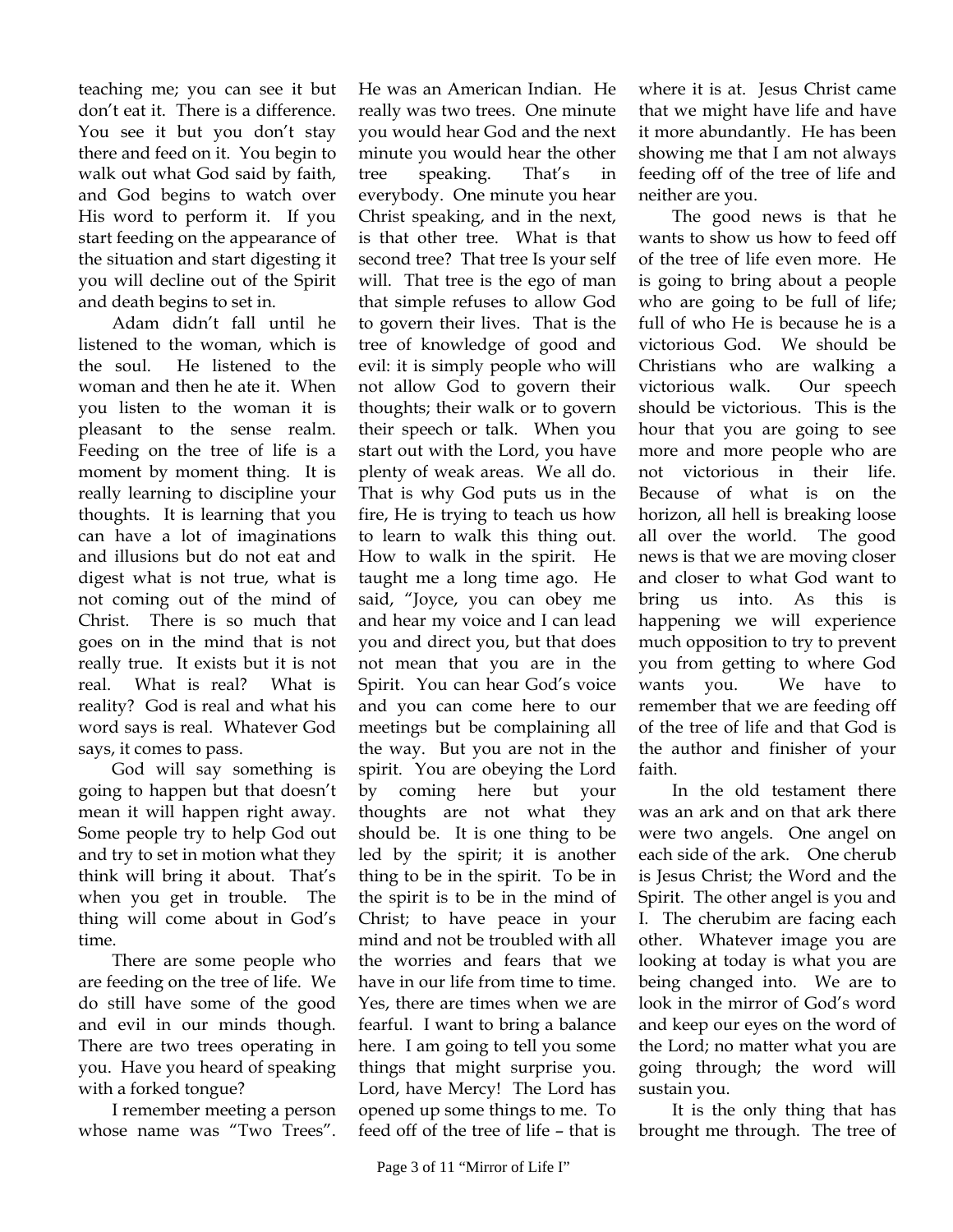teaching me; you can see it but don't eat it. There is a difference. You see it but you don't stay there and feed on it. You begin to walk out what God said by faith, and God begins to watch over His word to perform it. If you start feeding on the appearance of the situation and start digesting it you will decline out of the Spirit and death begins to set in.

Adam didn't fall until he listened to the woman, which is the soul. He listened to the woman and then he ate it. When you listen to the woman it is pleasant to the sense realm. Feeding on the tree of life is a moment by moment thing. It is really learning to discipline your thoughts. It is learning that you can have a lot of imaginations and illusions but do not eat and digest what is not true, what is not coming out of the mind of Christ. There is so much that goes on in the mind that is not really true. It exists but it is not real. What is real? What is reality? God is real and what his word says is real. Whatever God says, it comes to pass.

God will say something is going to happen but that doesn't mean it will happen right away. Some people try to help God out and try to set in motion what they think will bring it about. That's when you get in trouble. The thing will come about in God's time.

There are some people who are feeding on the tree of life. We do still have some of the good and evil in our minds though. There are two trees operating in you. Have you heard of speaking with a forked tongue?

I remember meeting a person whose name was "Two Trees". He was an American Indian. He really was two trees. One minute you would hear God and the next minute you would hear the other tree speaking. That's in everybody. One minute you hear Christ speaking, and in the next, is that other tree. What is that second tree? That tree Is your self will. That tree is the ego of man that simple refuses to allow God to govern their lives. That is the tree of knowledge of good and evil: it is simply people who will not allow God to govern their thoughts; their walk or to govern their speech or talk. When you start out with the Lord, you have plenty of weak areas. We all do. That is why God puts us in the fire, He is trying to teach us how to learn to walk this thing out. How to walk in the spirit. He taught me a long time ago. He said, "Joyce, you can obey me and hear my voice and I can lead you and direct you, but that does not mean that you are in the Spirit. You can hear God's voice and you can come here to our meetings but be complaining all the way. But you are not in the spirit. You are obeying the Lord by coming here but your thoughts are not what they should be. It is one thing to be led by the spirit; it is another thing to be in the spirit. To be in the spirit is to be in the mind of Christ; to have peace in your mind and not be troubled with all the worries and fears that we have in our life from time to time. Yes, there are times when we are fearful. I want to bring a balance here. I am going to tell you some things that might surprise you. Lord, have Mercy! The Lord has opened up some things to me. To feed off of the tree of life – that is where it is at. Jesus Christ came that we might have life and have it more abundantly. He has been showing me that I am not always feeding off of the tree of life and neither are you.

The good news is that he wants to show us how to feed off of the tree of life even more. He is going to bring about a people who are going to be full of life; full of who He is because he is a victorious God. We should be Christians who are walking a victorious walk. Our speech should be victorious. This is the hour that you are going to see more and more people who are not victorious in their life. Because of what is on the horizon, all hell is breaking loose all over the world. The good news is that we are moving closer and closer to what God want to bring us into. As this is happening we will experience much opposition to try to prevent you from getting to where God wants you. We have to remember that we are feeding off of the tree of life and that God is the author and finisher of your faith.

In the old testament there was an ark and on that ark there were two angels. One angel on each side of the ark. One cherub is Jesus Christ; the Word and the Spirit. The other angel is you and I. The cherubim are facing each other. Whatever image you are looking at today is what you are being changed into. We are to look in the mirror of God's word and keep our eyes on the word of the Lord; no matter what you are going through; the word will sustain you.

It is the only thing that has brought me through. The tree of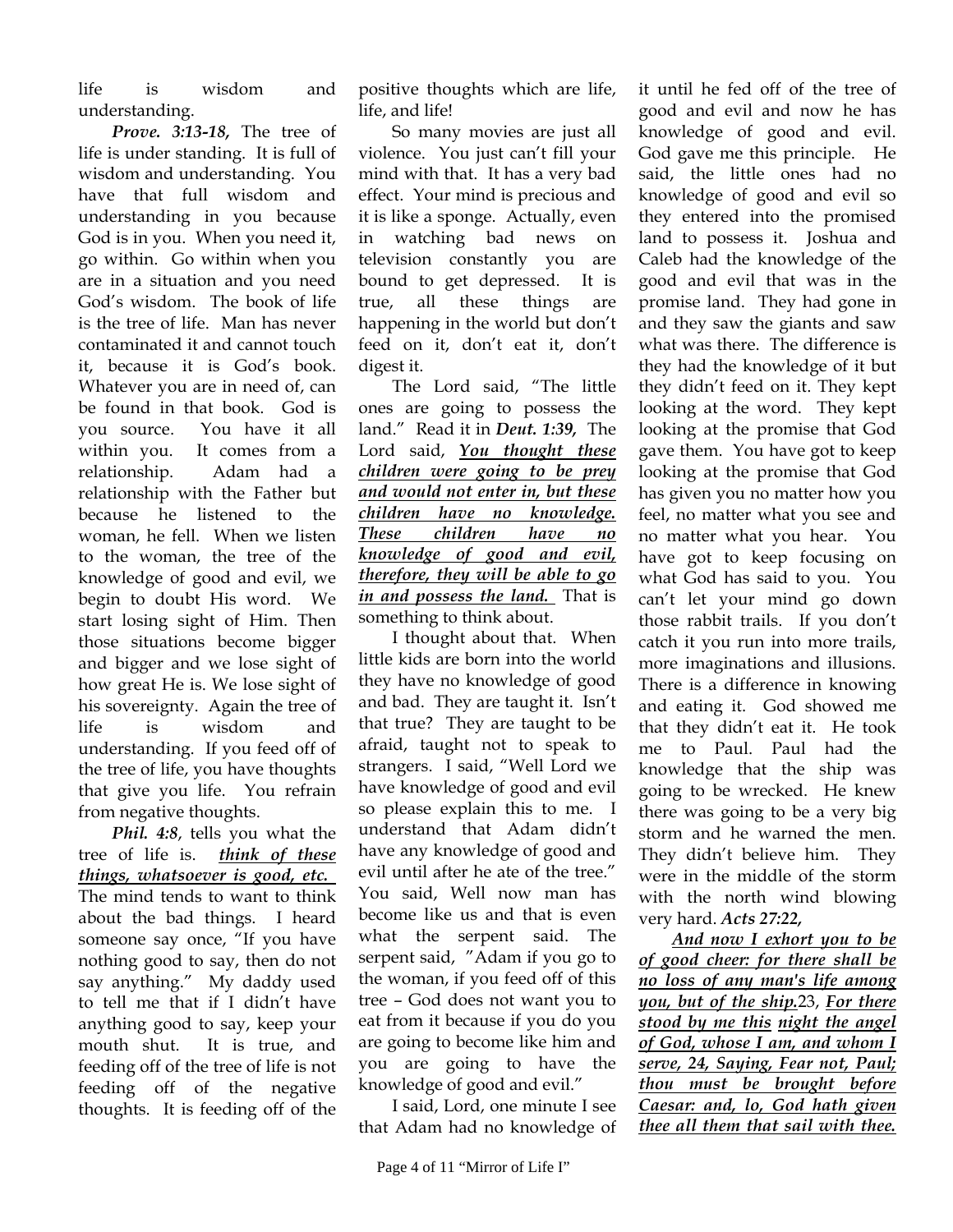life is wisdom and understanding.

***Prove. 3:13-18,*** The tree of life is under standing. It is full of wisdom and understanding. You have that full wisdom and understanding in you because God is in you. When you need it, go within. Go within when you are in a situation and you need God's wisdom. The book of life is the tree of life. Man has never contaminated it and cannot touch it, because it is God's book. Whatever you are in need of, can be found in that book. God is you source. You have it all within you. It comes from a relationship. Adam had a relationship with the Father but because he listened to the woman, he fell. When we listen to the woman, the tree of the knowledge of good and evil, we begin to doubt His word. We start losing sight of Him. Then those situations become bigger and bigger and we lose sight of how great He is. We lose sight of his sovereignty. Again the tree of life is wisdom and understanding. If you feed off of the tree of life, you have thoughts that give you life. You refrain from negative thoughts.

***Phil. 4:8***, tells you what the tree of life is. ***think of these things, whatsoever is good, etc.*** The mind tends to want to think about the bad things. I heard someone say once, "If you have nothing good to say, then do not say anything." My daddy used to tell me that if I didn't have anything good to say, keep your mouth shut. It is true, and feeding off of the tree of life is not feeding off of the negative thoughts. It is feeding off of the positive thoughts which are life, life, and life!

So many movies are just all violence. You just can't fill your mind with that. It has a very bad effect. Your mind is precious and it is like a sponge. Actually, even in watching bad news on television constantly you are bound to get depressed. It is true, all these things are happening in the world but don't feed on it, don't eat it, don't digest it.

The Lord said, "The little ones are going to possess the land." Read it in ***Deut. 1:39,*** The Lord said, ***You thought these children were going to be prey and would not enter in, but these children have no knowledge. These children have no knowledge of good and evil, therefore, they will be able to go in and possess the land.*** That is something to think about.

I thought about that. When little kids are born into the world they have no knowledge of good and bad. They are taught it. Isn't that true? They are taught to be afraid, taught not to speak to strangers. I said, "Well Lord we have knowledge of good and evil so please explain this to me. I understand that Adam didn't have any knowledge of good and evil until after he ate of the tree." You said, Well now man has become like us and that is even what the serpent said. The serpent said, "Adam if you go to the woman, if you feed off of this tree – God does not want you to eat from it because if you do you are going to become like him and you are going to have the knowledge of good and evil."

I said, Lord, one minute I see that Adam had no knowledge of it until he fed off of the tree of good and evil and now he has knowledge of good and evil. God gave me this principle. He said, the little ones had no knowledge of good and evil so they entered into the promised land to possess it. Joshua and Caleb had the knowledge of the good and evil that was in the promise land. They had gone in and they saw the giants and saw what was there. The difference is they had the knowledge of it but they didn't feed on it. They kept looking at the word. They kept looking at the promise that God gave them. You have got to keep looking at the promise that God has given you no matter how you feel, no matter what you see and no matter what you hear. You have got to keep focusing on what God has said to you. You can't let your mind go down those rabbit trails. If you don't catch it you run into more trails, more imaginations and illusions. There is a difference in knowing and eating it. God showed me that they didn't eat it. He took me to Paul. Paul had the knowledge that the ship was going to be wrecked. He knew there was going to be a very big storm and he warned the men. They didn't believe him. They were in the middle of the storm with the north wind blowing very hard. ***Acts 27:22,***

***And now I exhort you to be of good cheer: for there shall be no loss of any man's life among you, but of the ship.*** 23, ***For there stood by me this night the angel of God, whose I am, and whom I serve, 24, Saying, Fear not, Paul; thou must be brought before Caesar: and, lo, God hath given thee all them that sail with thee.***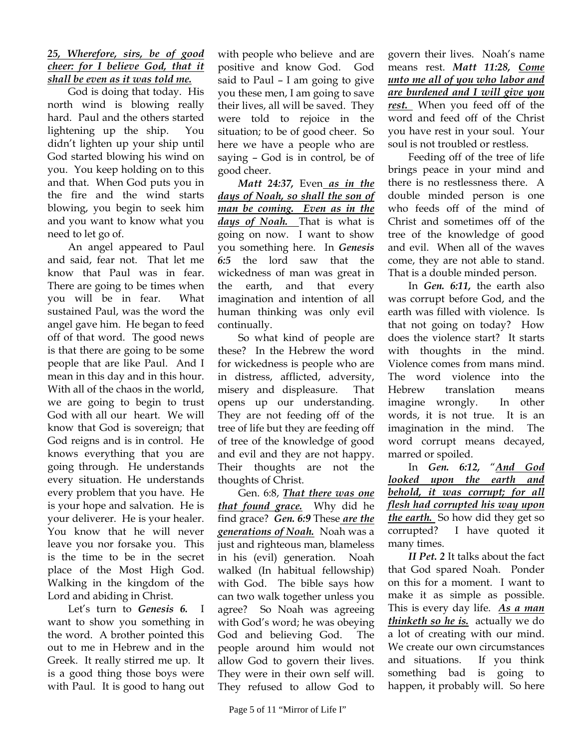***<u>25, Wherefore, sirs, be of good cheer: for I believe God, that it shall be even as it was told me.</u>***

God is doing that today. His north wind is blowing really hard. Paul and the others started lightening up the ship. You didn't lighten up your ship until God started blowing his wind on you. You keep holding on to this and that. When God puts you in the fire and the wind starts blowing, you begin to seek him and you want to know what you need to let go of.

An angel appeared to Paul and said, fear not. That let me know that Paul was in fear. There are going to be times when you will be in fear. What sustained Paul, was the word the angel gave him. He began to feed off of that word. The good news is that there are going to be some people that are like Paul. And I mean in this day and in this hour. With all of the chaos in the world, we are going to begin to trust God with all our heart. We will know that God is sovereign; that God reigns and is in control. He knows everything that you are going through. He understands every situation. He understands every problem that you have. He is your hope and salvation. He is your deliverer. He is your healer. You know that he will never leave you nor forsake you. This is the time to be in the secret place of the Most High God. Walking in the kingdom of the Lord and abiding in Christ.

Let's turn to ***Genesis 6.*** I want to show you something in the word. A brother pointed this out to me in Hebrew and in the Greek. It really stirred me up. It is a good thing those boys were with Paul. It is good to hang out with people who believe and are positive and know God. God said to Paul – I am going to give you these men, I am going to save their lives, all will be saved. They were told to rejoice in the situation; to be of good cheer. So here we have a people who are saying – God is in control, be of good cheer.

***Matt 24:37,*** Even ***<u>as in the days of Noah, so shall the son of man be coming. Even as in the days of Noah.</u>*** That is what is going on now. I want to show you something here. In ***Genesis 6:5*** the lord saw that the wickedness of man was great in the earth, and that every imagination and intention of all human thinking was only evil continually.

So what kind of people are these? In the Hebrew the word for wickedness is people who are in distress, afflicted, adversity, misery and displeasure. That opens up our understanding. They are not feeding off of the tree of life but they are feeding off of tree of the knowledge of good and evil and they are not happy. Their thoughts are not the thoughts of Christ.

Gen. 6:8, ***<u>That there was one that found grace.</u>*** Why did he find grace? ***Gen. 6:9*** These ***<u>are the generations of Noah.</u>*** Noah was a just and righteous man, blameless in his (evil) generation. Noah walked (In habitual fellowship) with God. The bible says how can two walk together unless you agree? So Noah was agreeing with God's word; he was obeying God and believing God. The people around him would not allow God to govern their lives. They were in their own self will. They refused to allow God to govern their lives. Noah's name means rest. ***Matt 11:28, <u>Come unto me all of you who labor and are burdened and I will give you rest.</u>*** When you feed off of the word and feed off of the Christ you have rest in your soul. Your soul is not troubled or restless.

Feeding off of the tree of life brings peace in your mind and there is no restlessness there. A double minded person is one who feeds off of the mind of Christ and sometimes off of the tree of the knowledge of good and evil. When all of the waves come, they are not able to stand. That is a double minded person.

In ***Gen. 6:11,*** the earth also was corrupt before God, and the earth was filled with violence. Is that not going on today? How does the violence start? It starts with thoughts in the mind. Violence comes from mans mind. The word violence into the Hebrew translation means imagine wrongly. In other words, it is not true. It is an imagination in the mind. The word corrupt means decayed, marred or spoiled.

In ***Gen. 6:12,*** "***<u>And God looked upon the earth and behold, it was corrupt; for all flesh had corrupted his way upon the earth.</u>*** So how did they get so corrupted? I have quoted it many times.

***II Pet. 2*** It talks about the fact that God spared Noah. Ponder on this for a moment. I want to make it as simple as possible. This is every day life. ***<u>As a man thinketh so he is.</u>*** actually we do a lot of creating with our mind. We create our own circumstances and situations. If you think something bad is going to happen, it probably will. So here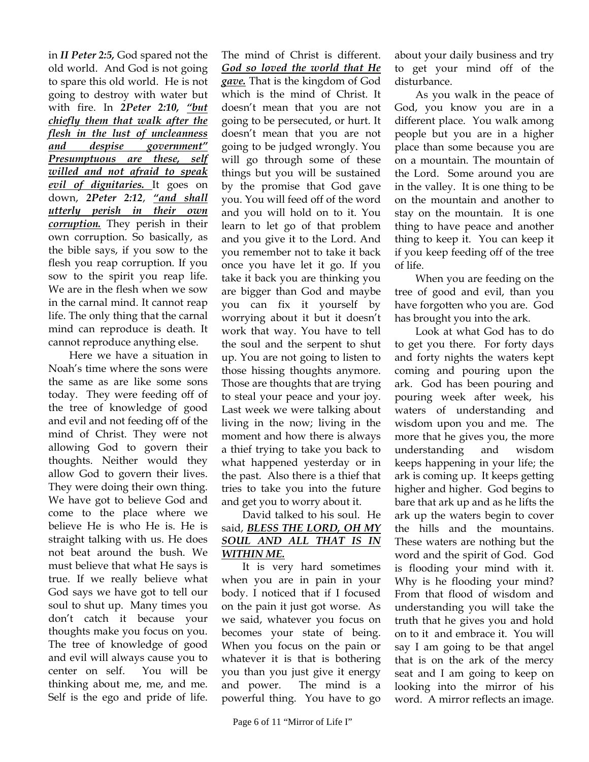in ***II Peter 2:5,*** God spared not the old world. And God is not going to spare this old world. He is not going to destroy with water but with fire. In ***2Peter 2:10, "but chiefly them that walk after the flesh in the lust of uncleanness and despise government" Presumptuous are these, self willed and not afraid to speak evil of dignitaries.*** It goes on down, ***2Peter 2:12***, ***"and shall utterly perish in their own corruption.*** They perish in their own corruption. So basically, as the bible says, if you sow to the flesh you reap corruption. If you sow to the spirit you reap life. We are in the flesh when we sow in the carnal mind. It cannot reap life. The only thing that the carnal mind can reproduce is death. It cannot reproduce anything else.

Here we have a situation in Noah's time where the sons were the same as are like some sons today. They were feeding off of the tree of knowledge of good and evil and not feeding off of the mind of Christ. They were not allowing God to govern their thoughts. Neither would they allow God to govern their lives. They were doing their own thing. We have got to believe God and come to the place where we believe He is who He is. He is straight talking with us. He does not beat around the bush. We must believe that what He says is true. If we really believe what God says we have got to tell our soul to shut up. Many times you don't catch it because your thoughts make you focus on you. The tree of knowledge of good and evil will always cause you to center on self. You will be thinking about me, me, and me. Self is the ego and pride of life. The mind of Christ is different. ***God so loved the world that He gave.*** That is the kingdom of God which is the mind of Christ. It doesn't mean that you are not going to be persecuted, or hurt. It doesn't mean that you are not going to be judged wrongly. You will go through some of these things but you will be sustained by the promise that God gave you. You will feed off of the word and you will hold on to it. You learn to let go of that problem and you give it to the Lord. And you remember not to take it back once you have let it go. If you take it back you are thinking you are bigger than God and maybe you can fix it yourself by worrying about it but it doesn't work that way. You have to tell the soul and the serpent to shut up. You are not going to listen to those hissing thoughts anymore. Those are thoughts that are trying to steal your peace and your joy. Last week we were talking about living in the now; living in the moment and how there is always a thief trying to take you back to what happened yesterday or in the past. Also there is a thief that tries to take you into the future and get you to worry about it.

David talked to his soul. He said, ***BLESS THE LORD, OH MY SOUL AND ALL THAT IS IN WITHIN ME.***

It is very hard sometimes when you are in pain in your body. I noticed that if I focused on the pain it just got worse. As we said, whatever you focus on becomes your state of being. When you focus on the pain or whatever it is that is bothering you than you just give it energy and power. The mind is a powerful thing. You have to go about your daily business and try to get your mind off of the disturbance.

As you walk in the peace of God, you know you are in a different place. You walk among people but you are in a higher place than some because you are on a mountain. The mountain of the Lord. Some around you are in the valley. It is one thing to be on the mountain and another to stay on the mountain. It is one thing to have peace and another thing to keep it. You can keep it if you keep feeding off of the tree of life.

When you are feeding on the tree of good and evil, than you have forgotten who you are. God has brought you into the ark.

Look at what God has to do to get you there. For forty days and forty nights the waters kept coming and pouring upon the ark. God has been pouring and pouring week after week, his waters of understanding and wisdom upon you and me. The more that he gives you, the more understanding and wisdom keeps happening in your life; the ark is coming up. It keeps getting higher and higher. God begins to bare that ark up and as he lifts the ark up the waters begin to cover the hills and the mountains. These waters are nothing but the word and the spirit of God. God is flooding your mind with it. Why is he flooding your mind? From that flood of wisdom and understanding you will take the truth that he gives you and hold on to it and embrace it. You will say I am going to be that angel that is on the ark of the mercy seat and I am going to keep on looking into the mirror of his word. A mirror reflects an image.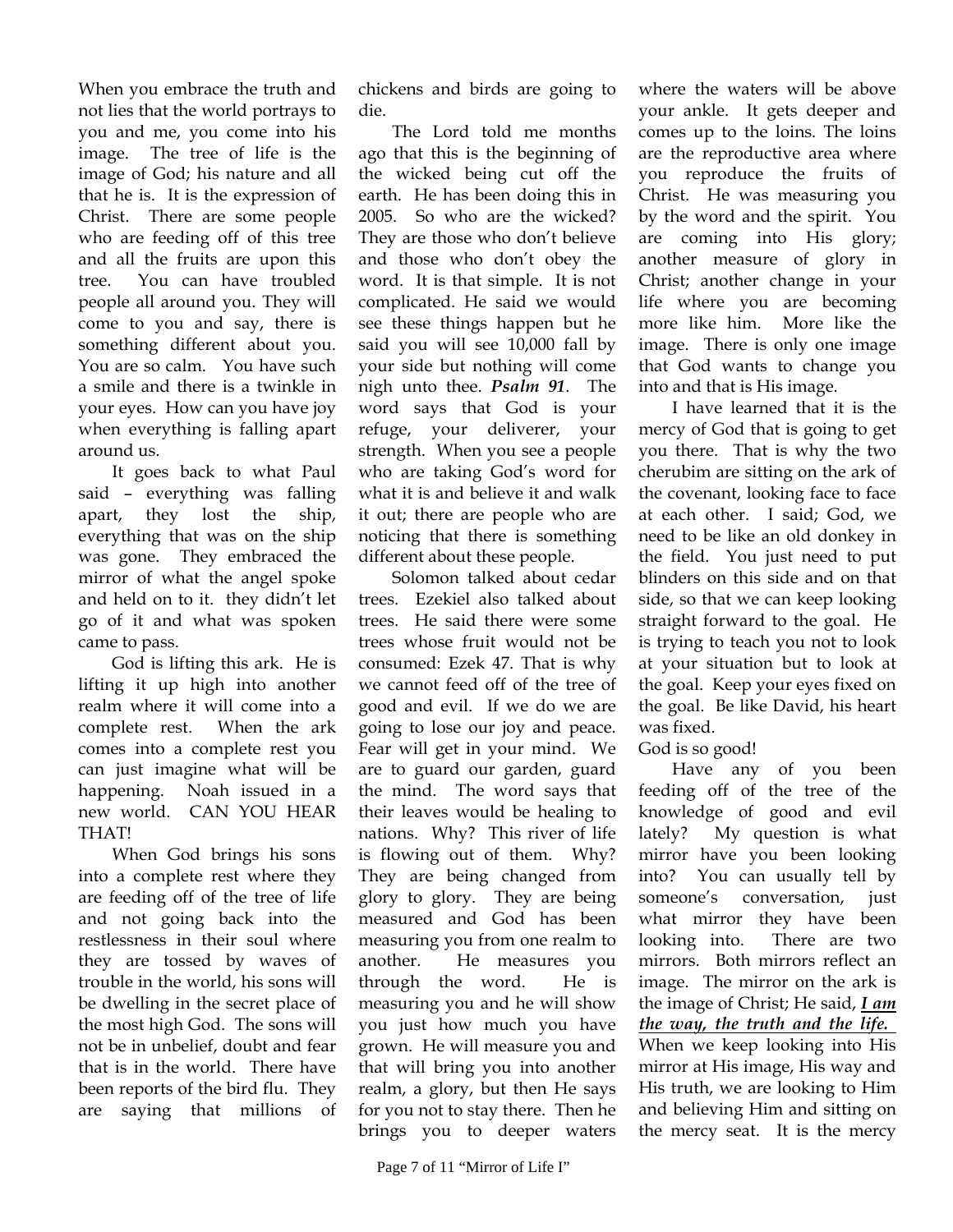When you embrace the truth and not lies that the world portrays to you and me, you come into his image. The tree of life is the image of God; his nature and all that he is. It is the expression of Christ. There are some people who are feeding off of this tree and all the fruits are upon this tree. You can have troubled people all around you. They will come to you and say, there is something different about you. You are so calm. You have such a smile and there is a twinkle in your eyes. How can you have joy when everything is falling apart around us.

It goes back to what Paul said – everything was falling apart, they lost the ship, everything that was on the ship was gone. They embraced the mirror of what the angel spoke and held on to it. they didn't let go of it and what was spoken came to pass.

God is lifting this ark. He is lifting it up high into another realm where it will come into a complete rest. When the ark comes into a complete rest you can just imagine what will be happening. Noah issued in a new world. CAN YOU HEAR THAT!

When God brings his sons into a complete rest where they are feeding off of the tree of life and not going back into the restlessness in their soul where they are tossed by waves of trouble in the world, his sons will be dwelling in the secret place of the most high God. The sons will not be in unbelief, doubt and fear that is in the world. There have been reports of the bird flu. They are saying that millions of chickens and birds are going to die.

The Lord told me months ago that this is the beginning of the wicked being cut off the earth. He has been doing this in 2005. So who are the wicked? They are those who don't believe and those who don't obey the word. It is that simple. It is not complicated. He said we would see these things happen but he said you will see 10,000 fall by your side but nothing will come nigh unto thee. ***Psalm 91***. The word says that God is your refuge, your deliverer, your strength. When you see a people who are taking God's word for what it is and believe it and walk it out; there are people who are noticing that there is something different about these people.

Solomon talked about cedar trees. Ezekiel also talked about trees. He said there were some trees whose fruit would not be consumed: Ezek 47. That is why we cannot feed off of the tree of good and evil. If we do we are going to lose our joy and peace. Fear will get in your mind. We are to guard our garden, guard the mind. The word says that their leaves would be healing to nations. Why? This river of life is flowing out of them. Why? They are being changed from glory to glory. They are being measured and God has been measuring you from one realm to another. He measures you through the word. He is measuring you and he will show you just how much you have grown. He will measure you and that will bring you into another realm, a glory, but then He says for you not to stay there. Then he brings you to deeper waters where the waters will be above your ankle. It gets deeper and comes up to the loins. The loins are the reproductive area where you reproduce the fruits of Christ. He was measuring you by the word and the spirit. You are coming into His glory; another measure of glory in Christ; another change in your life where you are becoming more like him. More like the image. There is only one image that God wants to change you into and that is His image.

I have learned that it is the mercy of God that is going to get you there. That is why the two cherubim are sitting on the ark of the covenant, looking face to face at each other. I said; God, we need to be like an old donkey in the field. You just need to put blinders on this side and on that side, so that we can keep looking straight forward to the goal. He is trying to teach you not to look at your situation but to look at the goal. Keep your eyes fixed on the goal. Be like David, his heart was fixed.

God is so good!

Have any of you been feeding off of the tree of the knowledge of good and evil lately? My question is what mirror have you been looking into? You can usually tell by someone's conversation, just what mirror they have been looking into. There are two mirrors. Both mirrors reflect an image. The mirror on the ark is the image of Christ; He said, ***I am*** *the way, the truth and the life.* When we keep looking into His mirror at His image, His way and His truth, we are looking to Him and believing Him and sitting on the mercy seat. It is the mercy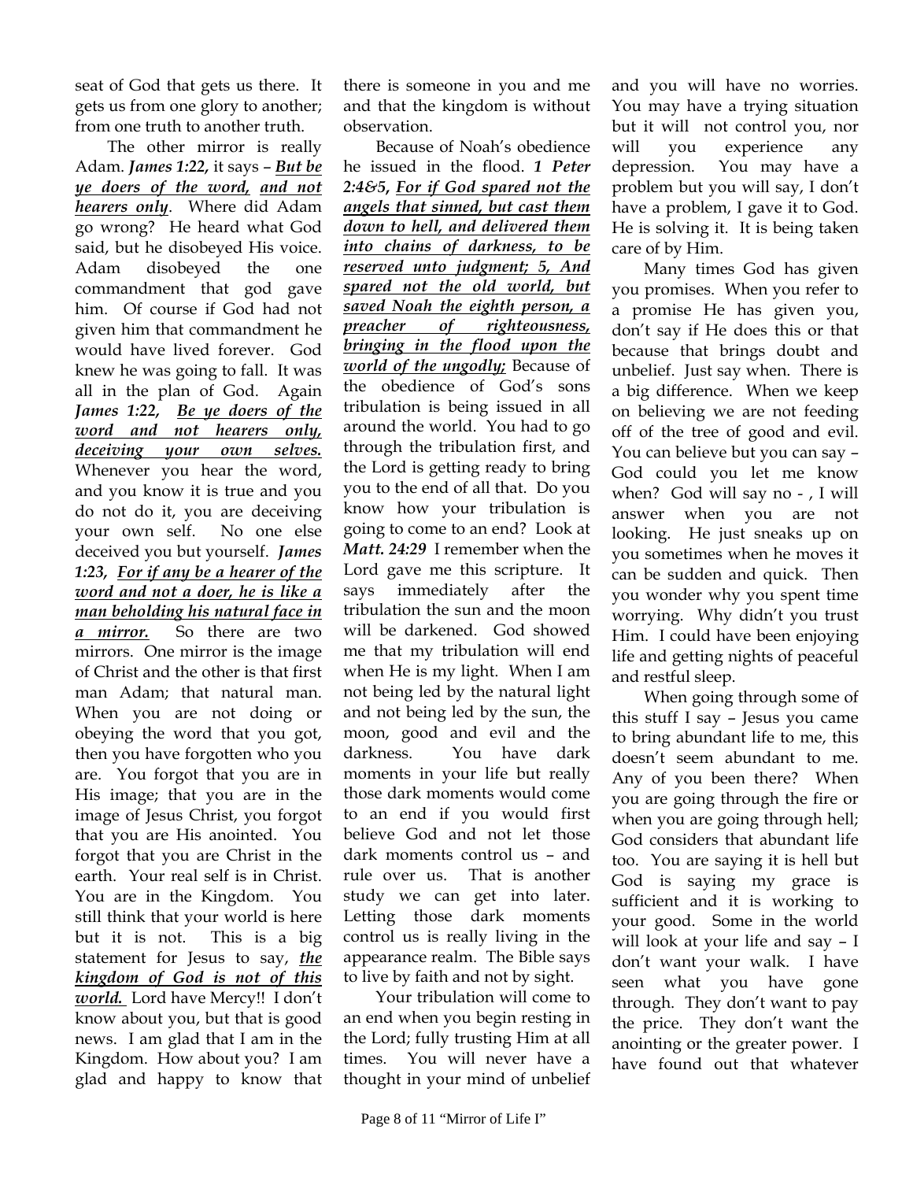seat of God that gets us there. It gets us from one glory to another; from one truth to another truth.

The other mirror is really Adam. ***James 1:22,*** it says – ***<u>But be ye doers of the word,</u>*** ***<u>and not hearers only</u>***. Where did Adam go wrong? He heard what God said, but he disobeyed His voice. Adam disobeyed the one commandment that god gave him. Of course if God had not given him that commandment he would have lived forever. God knew he was going to fall. It was all in the plan of God. Again ***James 1:22,*** ***<u>Be ye doers of the word and not hearers only, deceiving your own selves.</u>*** Whenever you hear the word, and you know it is true and you do not do it, you are deceiving your own self. No one else deceived you but yourself. ***James 1:23,*** ***<u>For if any be a hearer of the word and not a doer, he is like a man beholding his natural face in a mirror.</u>*** So there are two mirrors. One mirror is the image of Christ and the other is that first man Adam; that natural man. When you are not doing or obeying the word that you got, then you have forgotten who you are. You forgot that you are in His image; that you are in the image of Jesus Christ, you forgot that you are His anointed. You forgot that you are Christ in the earth. Your real self is in Christ. You are in the Kingdom. You still think that your world is here but it is not. This is a big statement for Jesus to say, ***<u>the kingdom of God is not of this world.</u>*** Lord have Mercy!! I don't know about you, but that is good news. I am glad that I am in the Kingdom. How about you? I am glad and happy to know that there is someone in you and me and that the kingdom is without observation.

Because of Noah's obedience he issued in the flood. ***1 Peter 2:4&5,*** ***<u>For if God spared not the angels that sinned, but cast them down to hell, and delivered them into chains of darkness, to be reserved unto judgment; 5, And spared not the old world, but saved Noah the eighth person, a preacher of righteousness, bringing in the flood upon the world of the ungodly;</u>*** Because of the obedience of God's sons tribulation is being issued in all around the world. You had to go through the tribulation first, and the Lord is getting ready to bring you to the end of all that. Do you know how your tribulation is going to come to an end? Look at ***Matt. 24:29*** I remember when the Lord gave me this scripture. It says immediately after the tribulation the sun and the moon will be darkened. God showed me that my tribulation will end when He is my light. When I am not being led by the natural light and not being led by the sun, the moon, good and evil and the darkness. You have dark moments in your life but really those dark moments would come to an end if you would first believe God and not let those dark moments control us – and rule over us. That is another study we can get into later. Letting those dark moments control us is really living in the appearance realm. The Bible says to live by faith and not by sight.

Your tribulation will come to an end when you begin resting in the Lord; fully trusting Him at all times. You will never have a thought in your mind of unbelief and you will have no worries. You may have a trying situation but it will not control you, nor will you experience any depression. You may have a problem but you will say, I don't have a problem, I gave it to God. He is solving it. It is being taken care of by Him.

Many times God has given you promises. When you refer to a promise He has given you, don't say if He does this or that because that brings doubt and unbelief. Just say when. There is a big difference. When we keep on believing we are not feeding off of the tree of good and evil. You can believe but you can say – God could you let me know when? God will say no - , I will answer when you are not looking. He just sneaks up on you sometimes when he moves it can be sudden and quick. Then you wonder why you spent time worrying. Why didn't you trust Him. I could have been enjoying life and getting nights of peaceful and restful sleep.

When going through some of this stuff I say – Jesus you came to bring abundant life to me, this doesn't seem abundant to me. Any of you been there? When you are going through the fire or when you are going through hell; God considers that abundant life too. You are saying it is hell but God is saying my grace is sufficient and it is working to your good. Some in the world will look at your life and say – I don't want your walk. I have seen what you have gone through. They don't want to pay the price. They don't want the anointing or the greater power. I have found out that whatever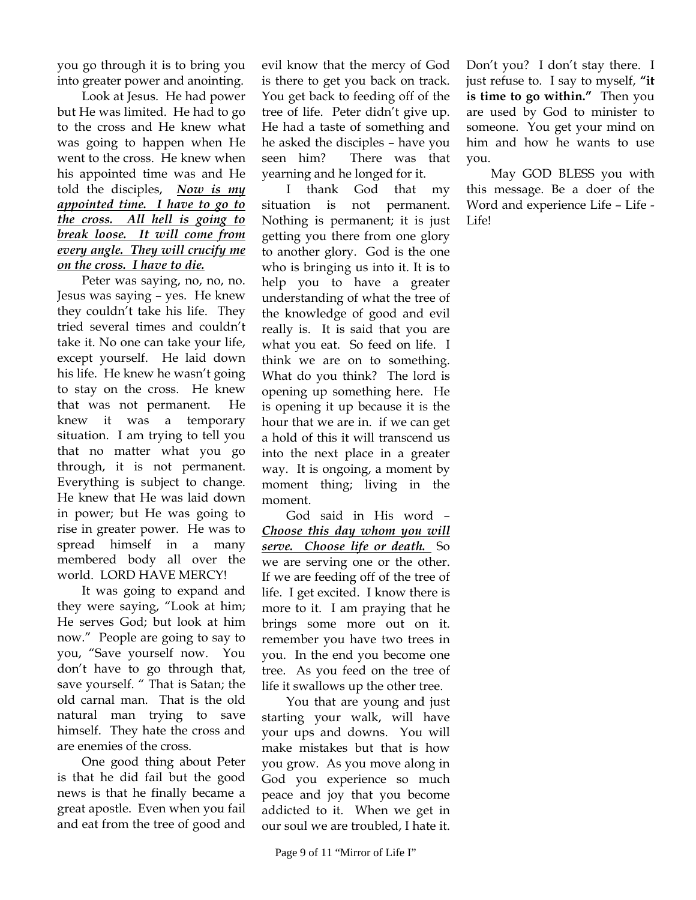you go through it is to bring you into greater power and anointing.

Look at Jesus. He had power but He was limited. He had to go to the cross and He knew what was going to happen when He went to the cross. He knew when his appointed time was and He told the disciples, ***Now is my appointed time. I have to go to the cross. All hell is going to break loose. It will come from every angle. They will crucify me on the cross. I have to die.***

Peter was saying, no, no, no. Jesus was saying – yes. He knew they couldn't take his life. They tried several times and couldn't take it. No one can take your life, except yourself. He laid down his life. He knew he wasn't going to stay on the cross. He knew that was not permanent. He knew it was a temporary situation. I am trying to tell you that no matter what you go through, it is not permanent. Everything is subject to change. He knew that He was laid down in power; but He was going to rise in greater power. He was to spread himself in a many membered body all over the world. LORD HAVE MERCY!

It was going to expand and they were saying, "Look at him; He serves God; but look at him now." People are going to say to you, "Save yourself now. You don't have to go through that, save yourself. " That is Satan; the old carnal man. That is the old natural man trying to save himself. They hate the cross and are enemies of the cross.

One good thing about Peter is that he did fail but the good news is that he finally became a great apostle. Even when you fail and eat from the tree of good and evil know that the mercy of God is there to get you back on track. You get back to feeding off of the tree of life. Peter didn't give up. He had a taste of something and he asked the disciples – have you seen him? There was that yearning and he longed for it.

I thank God that my situation is not permanent. Nothing is permanent; it is just getting you there from one glory to another glory. God is the one who is bringing us into it. It is to help you to have a greater understanding of what the tree of the knowledge of good and evil really is. It is said that you are what you eat. So feed on life. I think we are on to something. What do you think? The lord is opening up something here. He is opening it up because it is the hour that we are in. if we can get a hold of this it will transcend us into the next place in a greater way. It is ongoing, a moment by moment thing; living in the moment.

God said in His word – ***Choose this day whom you will serve. Choose life or death.*** So we are serving one or the other. If we are feeding off of the tree of life. I get excited. I know there is more to it. I am praying that he brings some more out on it. remember you have two trees in you. In the end you become one tree. As you feed on the tree of life it swallows up the other tree.

You that are young and just starting your walk, will have your ups and downs. You will make mistakes but that is how you grow. As you move along in God you experience so much peace and joy that you become addicted to it. When we get in our soul we are troubled, I hate it. Don't you? I don't stay there. I just refuse to. I say to myself, **"it is time to go within."** Then you are used by God to minister to someone. You get your mind on him and how he wants to use you.

May GOD BLESS you with this message. Be a doer of the Word and experience Life – Life - Life!